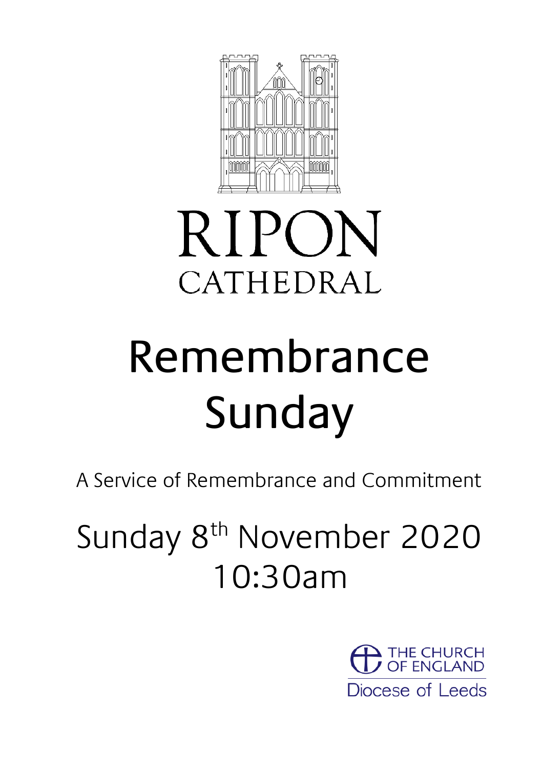RIPON

CATHEDRAL

# Remembrance Sunday

A Service of Remembrance and Commitment

## Sunday 8th November 2020
## 10:30am

THE CHURCH OF ENGLAND

Diocese of Leeds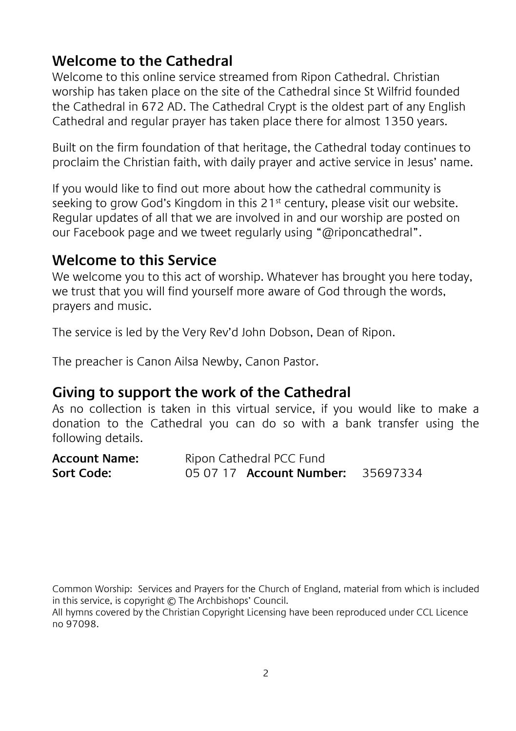## Welcome to the Cathedral

Welcome to this online service streamed from Ripon Cathedral. Christian worship has taken place on the site of the Cathedral since St Wilfrid founded the Cathedral in 672 AD. The Cathedral Crypt is the oldest part of any English Cathedral and regular prayer has taken place there for almost 1350 years.

Built on the firm foundation of that heritage, the Cathedral today continues to proclaim the Christian faith, with daily prayer and active service in Jesus' name.

If you would like to find out more about how the cathedral community is seeking to grow God's Kingdom in this 21st century, please visit our website. Regular updates of all that we are involved in and our worship are posted on our Facebook page and we tweet regularly using "@riponcathedral".

## Welcome to this Service

We welcome you to this act of worship. Whatever has brought you here today, we trust that you will find yourself more aware of God through the words, prayers and music.

The service is led by the Very Rev'd John Dobson, Dean of Ripon.

The preacher is Canon Ailsa Newby, Canon Pastor.

## Giving to support the work of the Cathedral

As no collection is taken in this virtual service, if you would like to make a donation to the Cathedral you can do so with a bank transfer using the following details.

**Account Name:** Ripon Cathedral PCC Fund
**Sort Code:** 05 07 17 **Account Number:** 35697334

Common Worship: Services and Prayers for the Church of England, material from which is included in this service, is copyright © The Archbishops' Council.
All hymns covered by the Christian Copyright Licensing have been reproduced under CCL Licence no 97098.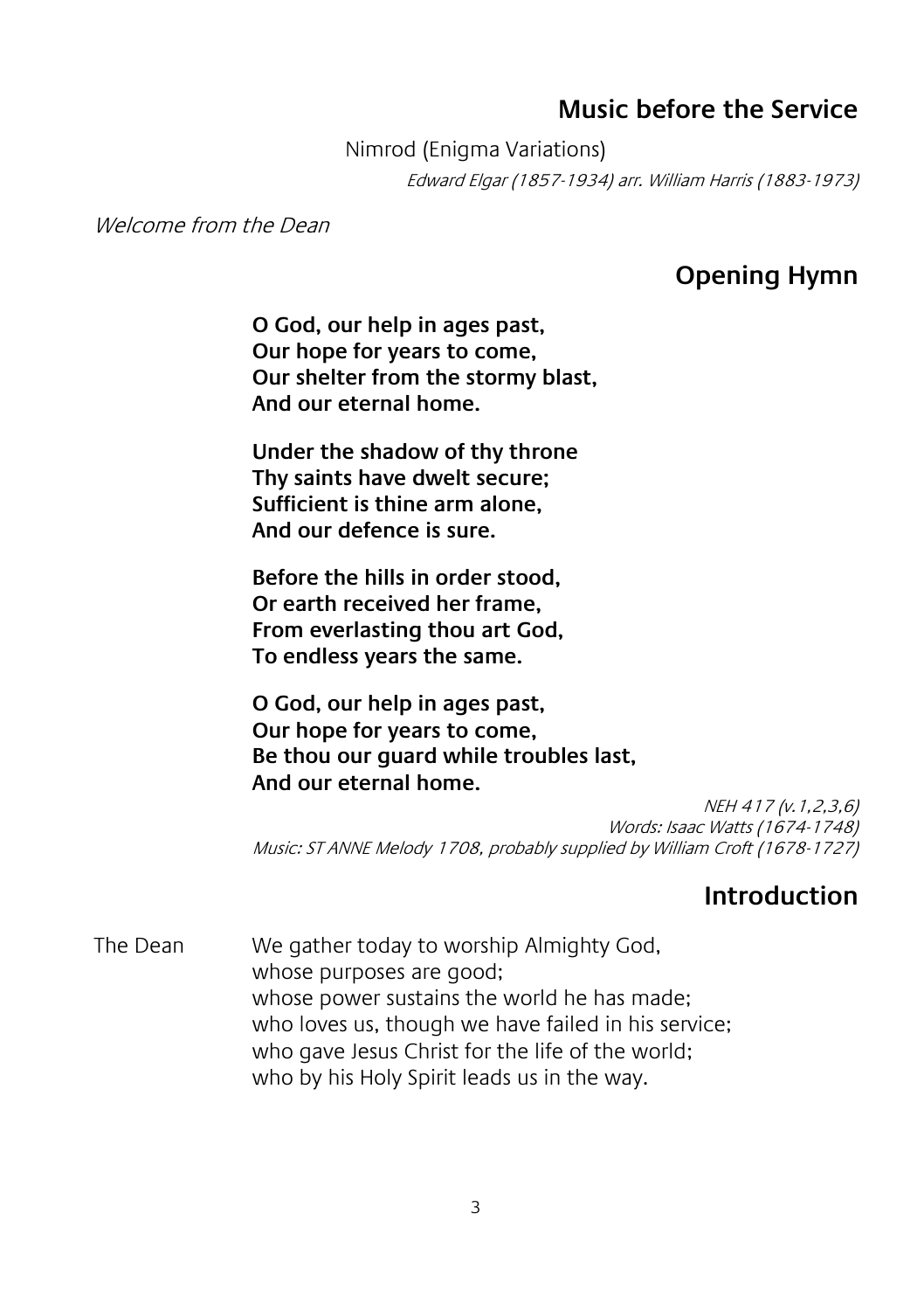## Music before the Service

Nimrod (Enigma Variations)

*Edward Elgar (1857-1934) arr. William Harris (1883-1973)*

*Welcome from the Dean*

## Opening Hymn

**O God, our help in ages past,**
**Our hope for years to come,**
**Our shelter from the stormy blast,**
**And our eternal home.**

**Under the shadow of thy throne**
**Thy saints have dwelt secure;**
**Sufficient is thine arm alone,**
**And our defence is sure.**

**Before the hills in order stood,**
**Or earth received her frame,**
**From everlasting thou art God,**
**To endless years the same.**

**O God, our help in ages past,**
**Our hope for years to come,**
**Be thou our guard while troubles last,**
**And our eternal home.**

*NEH 417 (v.1,2,3,6)*
*Words: Isaac Watts (1674-1748)*
*Music: ST ANNE Melody 1708, probably supplied by William Croft (1678-1727)*

## Introduction

The Dean We gather today to worship Almighty God,
whose purposes are good;
whose power sustains the world he has made;
who loves us, though we have failed in his service;
who gave Jesus Christ for the life of the world;
who by his Holy Spirit leads us in the way.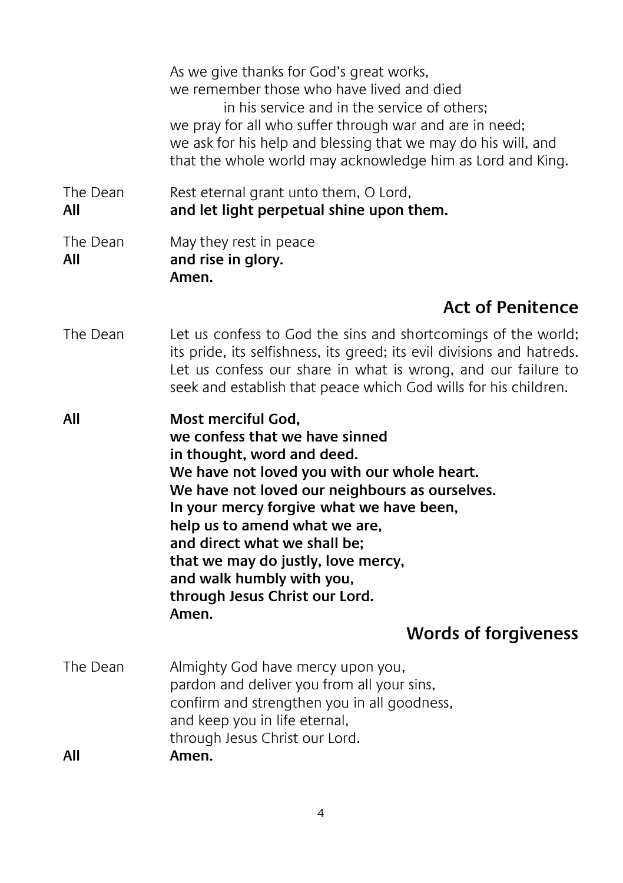As we give thanks for God's great works,
we remember those who have lived and died
    in his service and in the service of others;
we pray for all who suffer through war and are in need;
we ask for his help and blessing that we may do his will, and that the whole world may acknowledge him as Lord and King.

The Dean — Rest eternal grant unto them, O Lord,
**All — and let light perpetual shine upon them.**

The Dean — May they rest in peace
**All — and rise in glory.**
**Amen.**

## Act of Penitence

The Dean — Let us confess to God the sins and shortcomings of the world; its pride, its selfishness, its greed; its evil divisions and hatreds. Let us confess our share in what is wrong, and our failure to seek and establish that peace which God wills for his children.

**All — Most merciful God,**
**we confess that we have sinned**
**in thought, word and deed.**
**We have not loved you with our whole heart.**
**We have not loved our neighbours as ourselves.**
**In your mercy forgive what we have been,**
**help us to amend what we are,**
**and direct what we shall be;**
**that we may do justly, love mercy,**
**and walk humbly with you,**
**through Jesus Christ our Lord.**
**Amen.**

## Words of forgiveness

The Dean — Almighty God have mercy upon you,
pardon and deliver you from all your sins,
confirm and strengthen you in all goodness,
and keep you in life eternal,
through Jesus Christ our Lord.
**All — Amen.**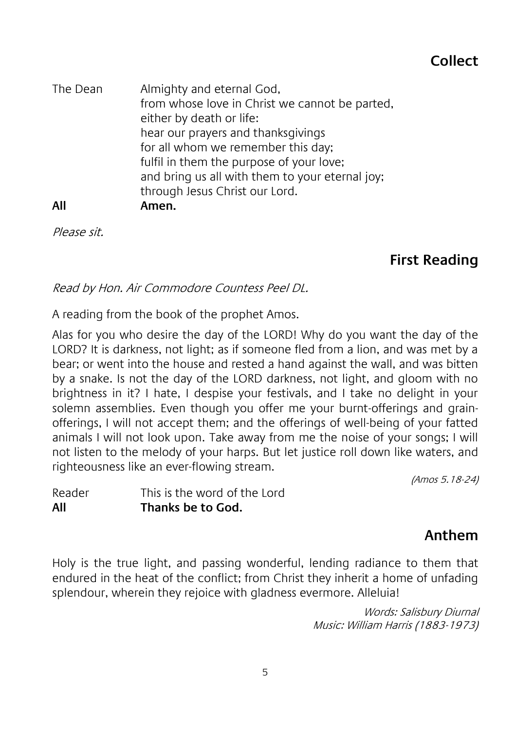## Collect

The Dean Almighty and eternal God,
from whose love in Christ we cannot be parted,
either by death or life:
hear our prayers and thanksgivings
for all whom we remember this day;
fulfil in them the purpose of your love;
and bring us all with them to your eternal joy;
through Jesus Christ our Lord.

**All** **Amen.**

*Please sit.*

## First Reading

*Read by Hon. Air Commodore Countess Peel DL.*

A reading from the book of the prophet Amos.

Alas for you who desire the day of the LORD! Why do you want the day of the LORD? It is darkness, not light; as if someone fled from a lion, and was met by a bear; or went into the house and rested a hand against the wall, and was bitten by a snake. Is not the day of the LORD darkness, not light, and gloom with no brightness in it? I hate, I despise your festivals, and I take no delight in your solemn assemblies. Even though you offer me your burnt-offerings and grain-offerings, I will not accept them; and the offerings of well-being of your fatted animals I will not look upon. Take away from me the noise of your songs; I will not listen to the melody of your harps. But let justice roll down like waters, and righteousness like an ever-flowing stream.

*(Amos 5.18-24)*

Reader This is the word of the Lord

**All** **Thanks be to God.**

## Anthem

Holy is the true light, and passing wonderful, lending radiance to them that endured in the heat of the conflict; from Christ they inherit a home of unfading splendour, wherein they rejoice with gladness evermore. Alleluia!

*Words: Salisbury Diurnal*
*Music: William Harris (1883-1973)*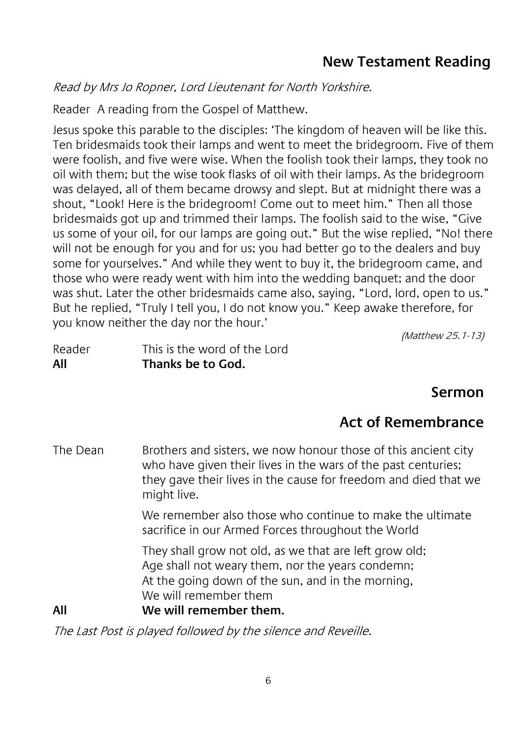## New Testament Reading

*Read by Mrs Jo Ropner, Lord Lieutenant for North Yorkshire.*

Reader A reading from the Gospel of Matthew.

Jesus spoke this parable to the disciples: 'The kingdom of heaven will be like this. Ten bridesmaids took their lamps and went to meet the bridegroom. Five of them were foolish, and five were wise. When the foolish took their lamps, they took no oil with them; but the wise took flasks of oil with their lamps. As the bridegroom was delayed, all of them became drowsy and slept. But at midnight there was a shout, "Look! Here is the bridegroom! Come out to meet him." Then all those bridesmaids got up and trimmed their lamps. The foolish said to the wise, "Give us some of your oil, for our lamps are going out." But the wise replied, "No! there will not be enough for you and for us; you had better go to the dealers and buy some for yourselves." And while they went to buy it, the bridegroom came, and those who were ready went with him into the wedding banquet; and the door was shut. Later the other bridesmaids came also, saying, "Lord, lord, open to us." But he replied, "Truly I tell you, I do not know you." Keep awake therefore, for you know neither the day nor the hour.'

*(Matthew 25.1-13)*

Reader This is the word of the Lord
**All Thanks be to God.**

## Sermon

## Act of Remembrance

The Dean Brothers and sisters, we now honour those of this ancient city who have given their lives in the wars of the past centuries; they gave their lives in the cause for freedom and died that we might live.

We remember also those who continue to make the ultimate sacrifice in our Armed Forces throughout the World

They shall grow not old, as we that are left grow old;
Age shall not weary them, nor the years condemn;
At the going down of the sun, and in the morning,
We will remember them

**All We will remember them.**

*The Last Post is played followed by the silence and Reveille.*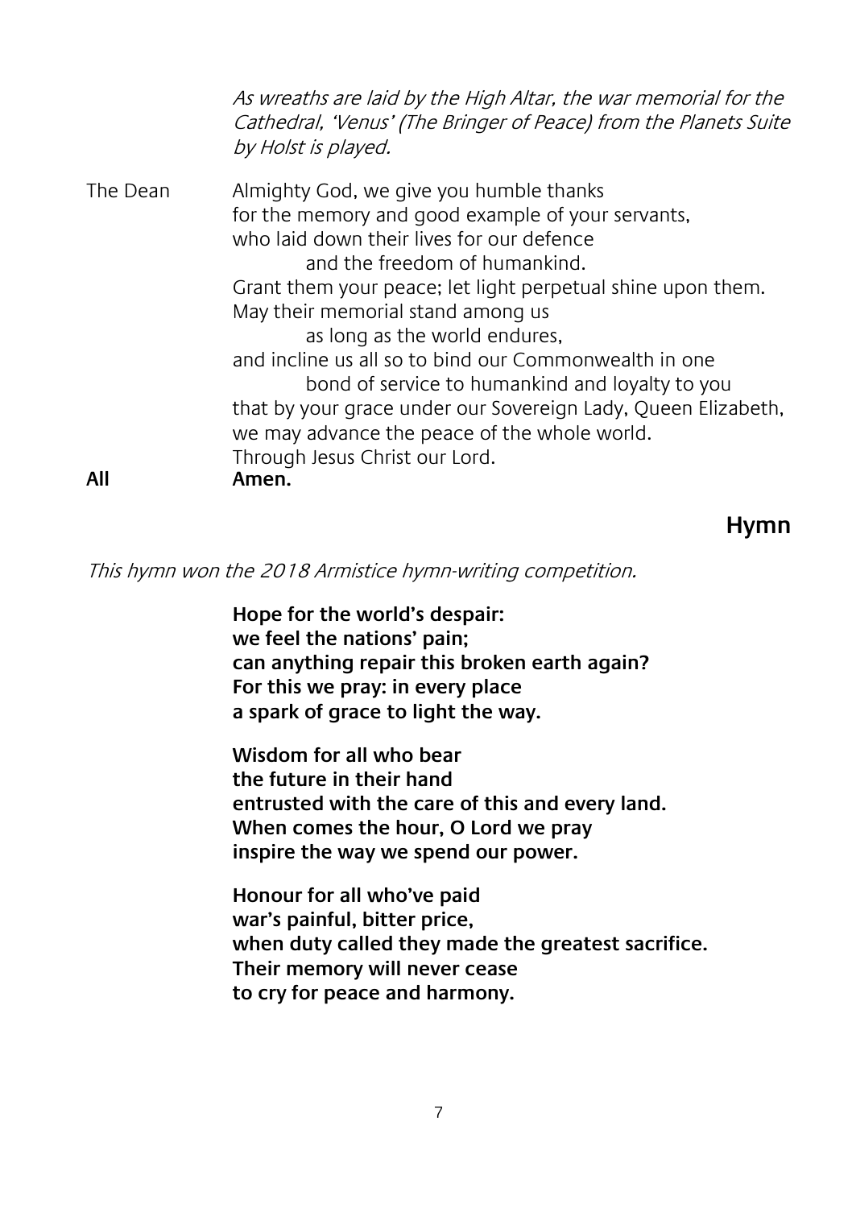*As wreaths are laid by the High Altar, the war memorial for the Cathedral, 'Venus' (The Bringer of Peace) from the Planets Suite by Holst is played.*

The Dean Almighty God, we give you humble thanks  
for the memory and good example of your servants,  
who laid down their lives for our defence  
  and the freedom of humankind.  
Grant them your peace; let light perpetual shine upon them.  
May their memorial stand among us  
  as long as the world endures,  
and incline us all so to bind our Commonwealth in one  
  bond of service to humankind and loyalty to you  
that by your grace under our Sovereign Lady, Queen Elizabeth,  
we may advance the peace of the whole world.  
Through Jesus Christ our Lord.

**All Amen.**

## Hymn

*This hymn won the 2018 Armistice hymn-writing competition.*

**Hope for the world's despair:**  
**we feel the nations' pain;**  
**can anything repair this broken earth again?**  
**For this we pray: in every place**  
**a spark of grace to light the way.**

**Wisdom for all who bear**  
**the future in their hand**  
**entrusted with the care of this and every land.**  
**When comes the hour, O Lord we pray**  
**inspire the way we spend our power.**

**Honour for all who've paid**  
**war's painful, bitter price,**  
**when duty called they made the greatest sacrifice.**  
**Their memory will never cease**  
**to cry for peace and harmony.**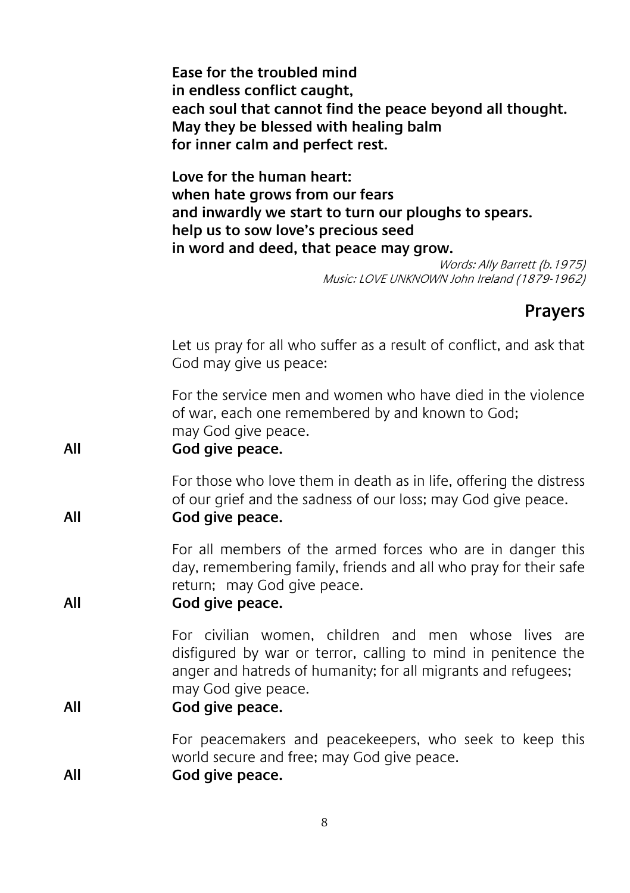**Ease for the troubled mind**
**in endless conflict caught,**
**each soul that cannot find the peace beyond all thought.**
**May they be blessed with healing balm**
**for inner calm and perfect rest.**

**Love for the human heart:**
**when hate grows from our fears**
**and inwardly we start to turn our ploughs to spears.**
**help us to sow love's precious seed**
**in word and deed, that peace may grow.**

*Words: Ally Barrett (b.1975)*
*Music: LOVE UNKNOWN John Ireland (1879-1962)*

## Prayers

Let us pray for all who suffer as a result of conflict, and ask that God may give us peace:

For the service men and women who have died in the violence of war, each one remembered by and known to God;
may God give peace.

**All** **God give peace.**

For those who love them in death as in life, offering the distress of our grief and the sadness of our loss; may God give peace.

**All** **God give peace.**

For all members of the armed forces who are in danger this day, remembering family, friends and all who pray for their safe return; may God give peace.

**All** **God give peace.**

For civilian women, children and men whose lives are disfigured by war or terror, calling to mind in penitence the anger and hatreds of humanity; for all migrants and refugees; may God give peace.

**All** **God give peace.**

For peacemakers and peacekeepers, who seek to keep this world secure and free; may God give peace.

**All** **God give peace.**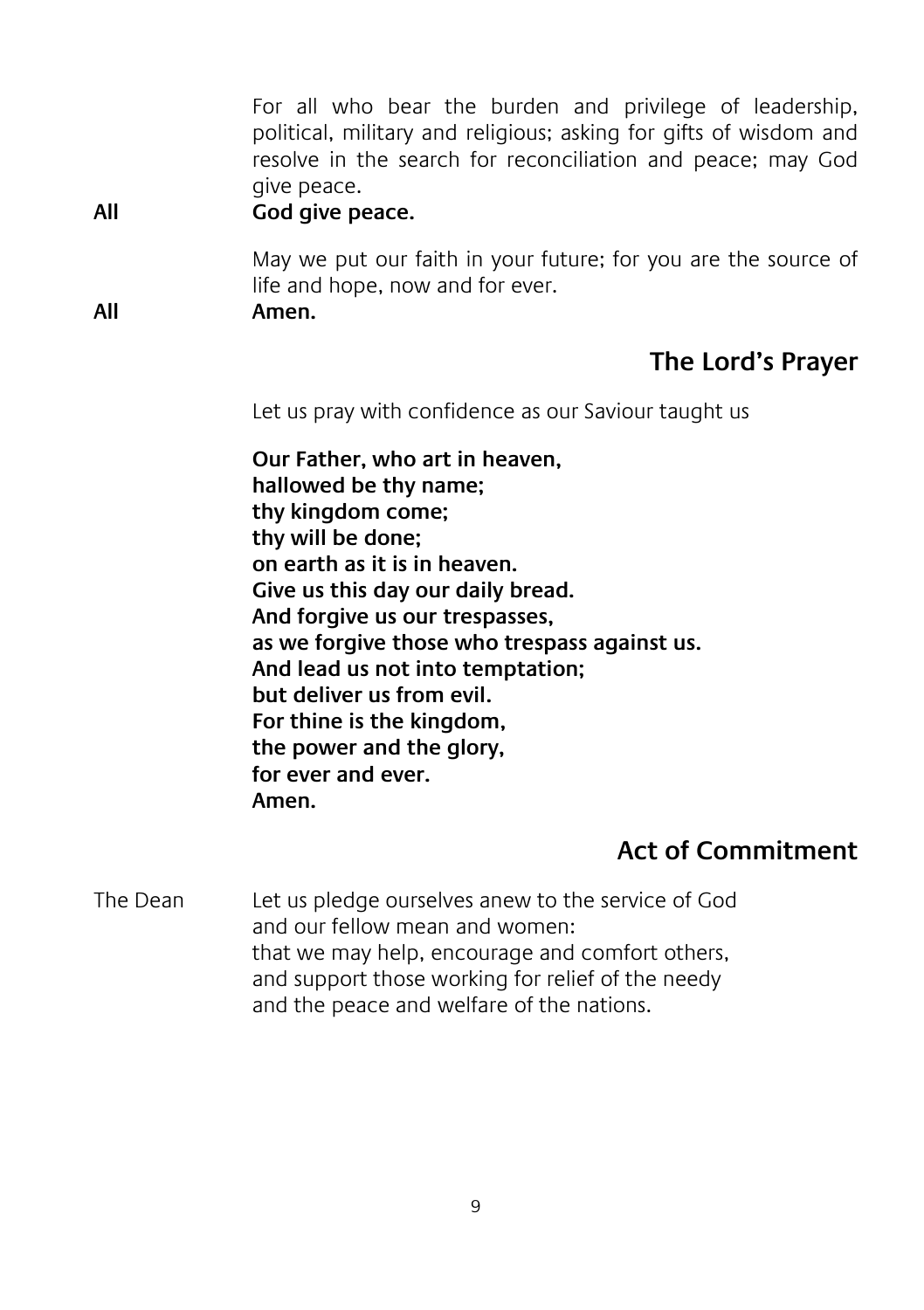For all who bear the burden and privilege of leadership, political, military and religious; asking for gifts of wisdom and resolve in the search for reconciliation and peace; may God give peace.

**All** **God give peace.**

May we put our faith in your future; for you are the source of life and hope, now and for ever.

**All** **Amen.**

## The Lord's Prayer

Let us pray with confidence as our Saviour taught us

**Our Father, who art in heaven,**
**hallowed be thy name;**
**thy kingdom come;**
**thy will be done;**
**on earth as it is in heaven.**
**Give us this day our daily bread.**
**And forgive us our trespasses,**
**as we forgive those who trespass against us.**
**And lead us not into temptation;**
**but deliver us from evil.**
**For thine is the kingdom,**
**the power and the glory,**
**for ever and ever.**
**Amen.**

## Act of Commitment

The Dean Let us pledge ourselves anew to the service of God
and our fellow mean and women:
that we may help, encourage and comfort others,
and support those working for relief of the needy
and the peace and welfare of the nations.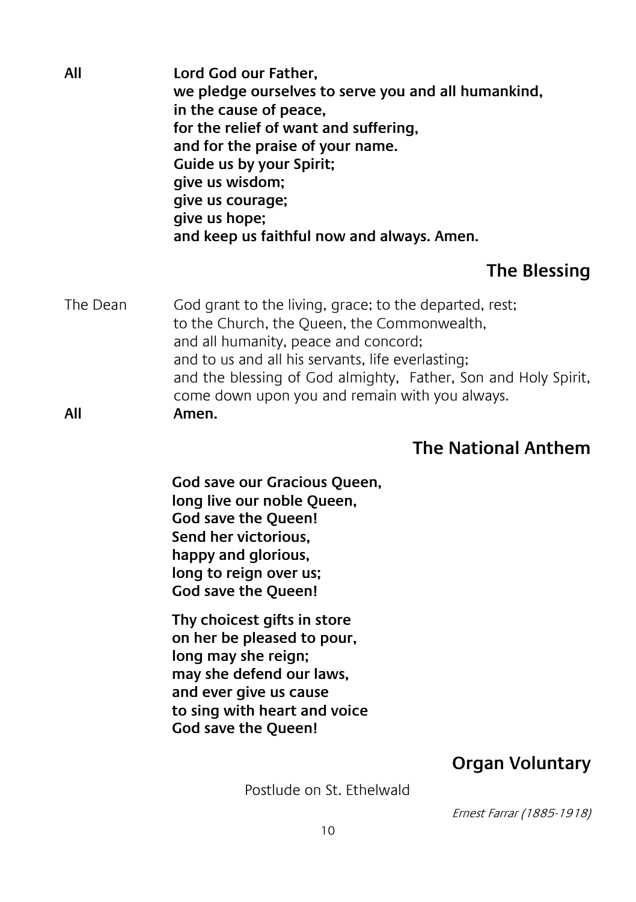**All** **Lord God our Father,**
**we pledge ourselves to serve you and all humankind,**
**in the cause of peace,**
**for the relief of want and suffering,**
**and for the praise of your name.**
**Guide us by your Spirit;**
**give us wisdom;**
**give us courage;**
**give us hope;**
**and keep us faithful now and always. Amen.**

## The Blessing

The Dean God grant to the living, grace; to the departed, rest;
to the Church, the Queen, the Commonwealth,
and all humanity, peace and concord;
and to us and all his servants, life everlasting;
and the blessing of God almighty, Father, Son and Holy Spirit,
come down upon you and remain with you always.

**All** **Amen.**

## The National Anthem

**God save our Gracious Queen,**
**long live our noble Queen,**
**God save the Queen!**
**Send her victorious,**
**happy and glorious,**
**long to reign over us;**
**God save the Queen!**

**Thy choicest gifts in store**
**on her be pleased to pour,**
**long may she reign;**
**may she defend our laws,**
**and ever give us cause**
**to sing with heart and voice**
**God save the Queen!**

## Organ Voluntary

Postlude on St. Ethelwald

*Ernest Farrar (1885-1918)*